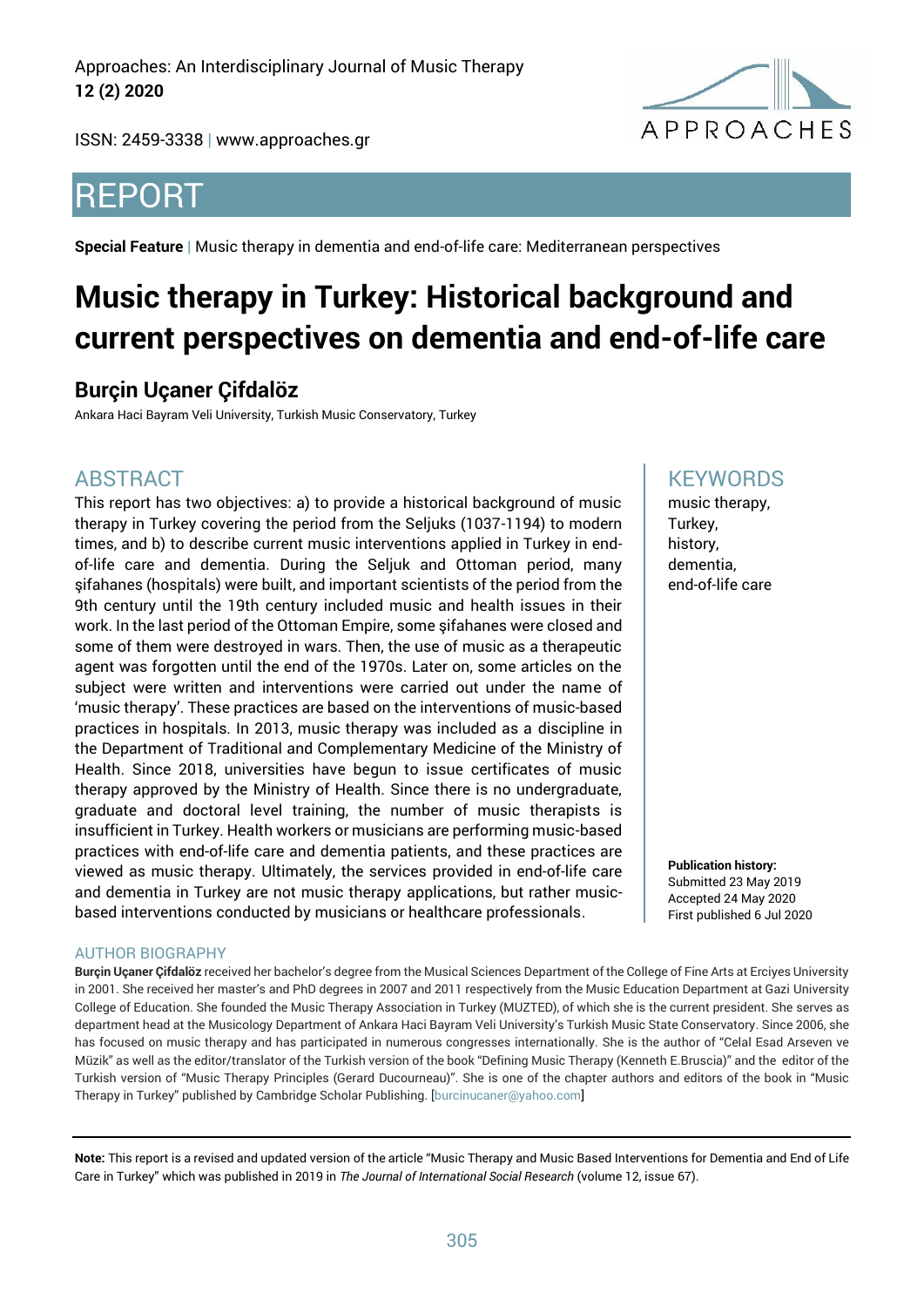REPORT

**Special Feature** | Music therapy in dementia and end-of-life care: Mediterranean perspectives

# Music therapy in Turkey: Historical background and current perspectives on dementia and end-of-life care

## Burçin Uçaner Çifdalöz

Ankara Haci Bayram Veli University, Turkish Music Conservatory, Turkey

## ABSTRACT

This report has two objectives: a) to provide a historical background of music therapy in Turkey covering the period from the Seljuks (1037-1194) to modern times, and b) to describe current music interventions applied in Turkey in end-of-life care and dementia. During the Seljuk and Ottoman period, many şifahanes (hospitals) were built, and important scientists of the period from the 9th century until the 19th century included music and health issues in their work. In the last period of the Ottoman Empire, some şifahanes were closed and some of them were destroyed in wars. Then, the use of music as a therapeutic agent was forgotten until the end of the 1970s. Later on, some articles on the subject were written and interventions were carried out under the name of 'music therapy'. These practices are based on the interventions of music-based practices in hospitals. In 2013, music therapy was included as a discipline in the Department of Traditional and Complementary Medicine of the Ministry of Health. Since 2018, universities have begun to issue certificates of music therapy approved by the Ministry of Health. Since there is no undergraduate, graduate and doctoral level training, the number of music therapists is insufficient in Turkey. Health workers or musicians are performing music-based practices with end-of-life care and dementia patients, and these practices are viewed as music therapy. Ultimately, the services provided in end-of-life care and dementia in Turkey are not music therapy applications, but rather music-based interventions conducted by musicians or healthcare professionals.

## KEYWORDS

music therapy,
Turkey,
history,
dementia,
end-of-life care

**Publication history:**
Submitted 23 May 2019
Accepted 24 May 2020
First published 6 Jul 2020

## AUTHOR BIOGRAPHY

**Burçin Uçaner Çifdalöz** received her bachelor's degree from the Musical Sciences Department of the College of Fine Arts at Erciyes University in 2001. She received her master's and PhD degrees in 2007 and 2011 respectively from the Music Education Department at Gazi University College of Education. She founded the Music Therapy Association in Turkey (MUZTED), of which she is the current president. She serves as department head at the Musicology Department of Ankara Haci Bayram Veli University's Turkish Music State Conservatory. Since 2006, she has focused on music therapy and has participated in numerous congresses internationally. She is the author of "Celal Esad Arseven ve Müzik" as well as the editor/translator of the Turkish version of the book "Defining Music Therapy (Kenneth E.Bruscia)" and the editor of the Turkish version of "Music Therapy Principles (Gerard Ducourneau)". She is one of the chapter authors and editors of the book in "Music Therapy in Turkey" published by Cambridge Scholar Publishing. [burcinucaner@yahoo.com]

**Note:** This report is a revised and updated version of the article "Music Therapy and Music Based Interventions for Dementia and End of Life Care in Turkey" which was published in 2019 in *The Journal of International Social Research* (volume 12, issue 67).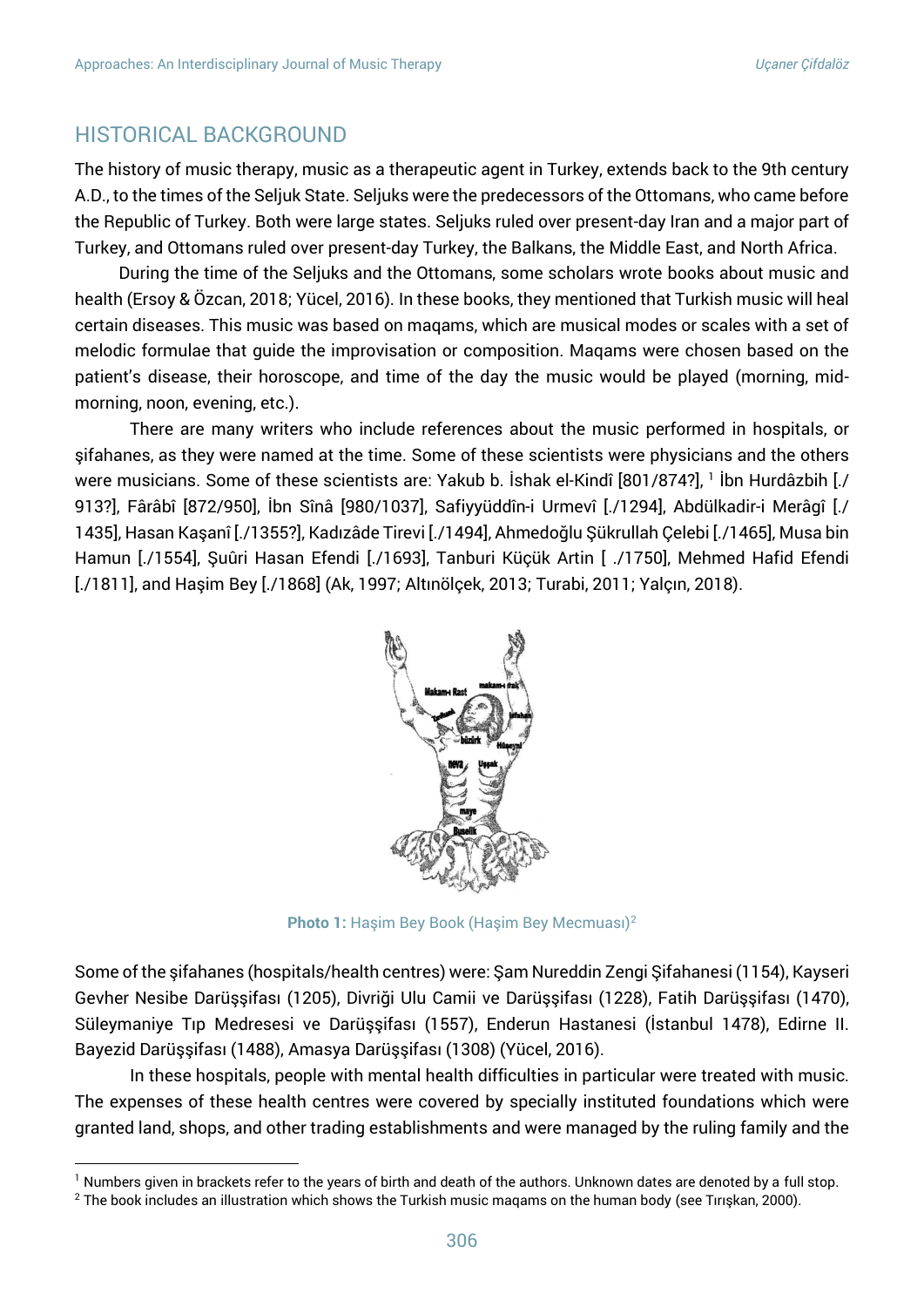## HISTORICAL BACKGROUND

The history of music therapy, music as a therapeutic agent in Turkey, extends back to the 9th century A.D., to the times of the Seljuk State. Seljuks were the predecessors of the Ottomans, who came before the Republic of Turkey. Both were large states. Seljuks ruled over present-day Iran and a major part of Turkey, and Ottomans ruled over present-day Turkey, the Balkans, the Middle East, and North Africa.

During the time of the Seljuks and the Ottomans, some scholars wrote books about music and health (Ersoy & Özcan, 2018; Yücel, 2016). In these books, they mentioned that Turkish music will heal certain diseases. This music was based on maqams, which are musical modes or scales with a set of melodic formulae that guide the improvisation or composition. Maqams were chosen based on the patient's disease, their horoscope, and time of the day the music would be played (morning, mid-morning, noon, evening, etc.).

There are many writers who include references about the music performed in hospitals, or şifahanes, as they were named at the time. Some of these scientists were physicians and the others were musicians. Some of these scientists are: Yakub b. İshak el-Kindî [801/874?], [1] İbn Hurdâzbih [./ 913?], Fârâbî [872/950], İbn Sînâ [980/1037], Safiyyüddîn-i Urmevî [./1294], Abdülkadir-i Merâgî [./ 1435], Hasan Kaşanî [./1355?], Kadızâde Tirevi [./1494], Ahmedoğlu Şükrullah Çelebi [./1465], Musa bin Hamun [./1554], Şuûri Hasan Efendi [./1693], Tanburi Küçük Artin [ ./1750], Mehmed Hafid Efendi [./1811], and Haşim Bey [./1868] (Ak, 1997; Altınölçek, 2013; Turabi, 2011; Yalçın, 2018).

**Photo 1:** Haşim Bey Book (Haşim Bey Mecmuası)[2]

Some of the şifahanes (hospitals/health centres) were: Şam Nureddin Zengi Şifahanesi (1154), Kayseri Gevher Nesibe Darüşşifası (1205), Divriği Ulu Camii ve Darüşşifası (1228), Fatih Darüşşifası (1470), Süleymaniye Tıp Medresesi ve Darüşşifası (1557), Enderun Hastanesi (İstanbul 1478), Edirne II. Bayezid Darüşşifası (1488), Amasya Darüşşifası (1308) (Yücel, 2016).

In these hospitals, people with mental health difficulties in particular were treated with music. The expenses of these health centres were covered by specially instituted foundations which were granted land, shops, and other trading establishments and were managed by the ruling family and the

---

[1] Numbers given in brackets refer to the years of birth and death of the authors. Unknown dates are denoted by a full stop.

[2] The book includes an illustration which shows the Turkish music maqams on the human body (see Tırışkan, 2000).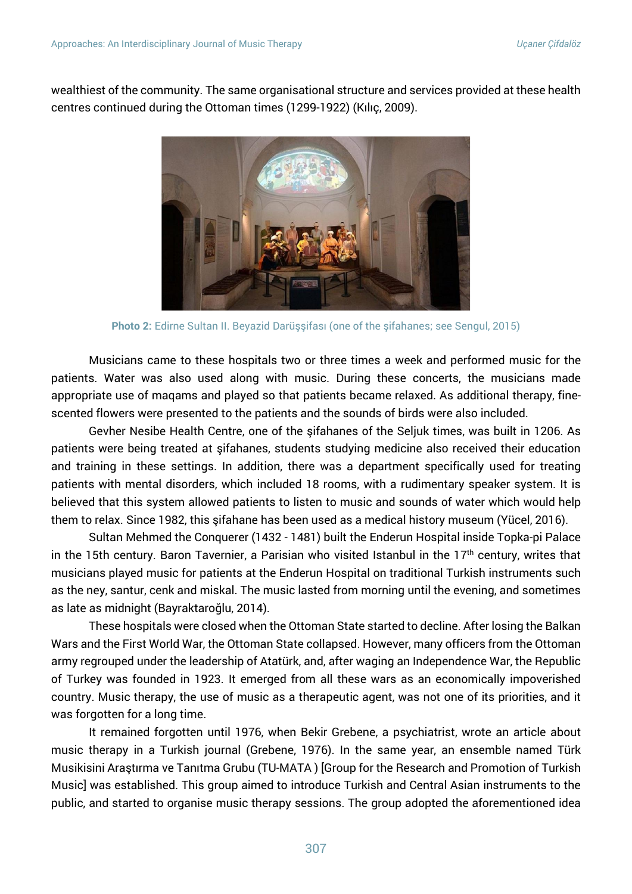wealthiest of the community. The same organisational structure and services provided at these health centres continued during the Ottoman times (1299-1922) (Kılıç, 2009).

**Photo 2:** Edirne Sultan II. Beyazid Darüşşifası (one of the şifahanes; see Sengul, 2015)

Musicians came to these hospitals two or three times a week and performed music for the patients. Water was also used along with music. During these concerts, the musicians made appropriate use of maqams and played so that patients became relaxed. As additional therapy, fine-scented flowers were presented to the patients and the sounds of birds were also included.

Gevher Nesibe Health Centre, one of the şifahanes of the Seljuk times, was built in 1206. As patients were being treated at şifahanes, students studying medicine also received their education and training in these settings. In addition, there was a department specifically used for treating patients with mental disorders, which included 18 rooms, with a rudimentary speaker system. It is believed that this system allowed patients to listen to music and sounds of water which would help them to relax. Since 1982, this şifahane has been used as a medical history museum (Yücel, 2016).

Sultan Mehmed the Conquerer (1432 - 1481) built the Enderun Hospital inside Topka-pi Palace in the 15th century. Baron Tavernier, a Parisian who visited Istanbul in the 17th century, writes that musicians played music for patients at the Enderun Hospital on traditional Turkish instruments such as the ney, santur, cenk and miskal. The music lasted from morning until the evening, and sometimes as late as midnight (Bayraktaroğlu, 2014).

These hospitals were closed when the Ottoman State started to decline. After losing the Balkan Wars and the First World War, the Ottoman State collapsed. However, many officers from the Ottoman army regrouped under the leadership of Atatürk, and, after waging an Independence War, the Republic of Turkey was founded in 1923. It emerged from all these wars as an economically impoverished country. Music therapy, the use of music as a therapeutic agent, was not one of its priorities, and it was forgotten for a long time.

It remained forgotten until 1976, when Bekir Grebene, a psychiatrist, wrote an article about music therapy in a Turkish journal (Grebene, 1976). In the same year, an ensemble named Türk Musikisini Araştırma ve Tanıtma Grubu (TU-MATA ) [Group for the Research and Promotion of Turkish Music] was established. This group aimed to introduce Turkish and Central Asian instruments to the public, and started to organise music therapy sessions. The group adopted the aforementioned idea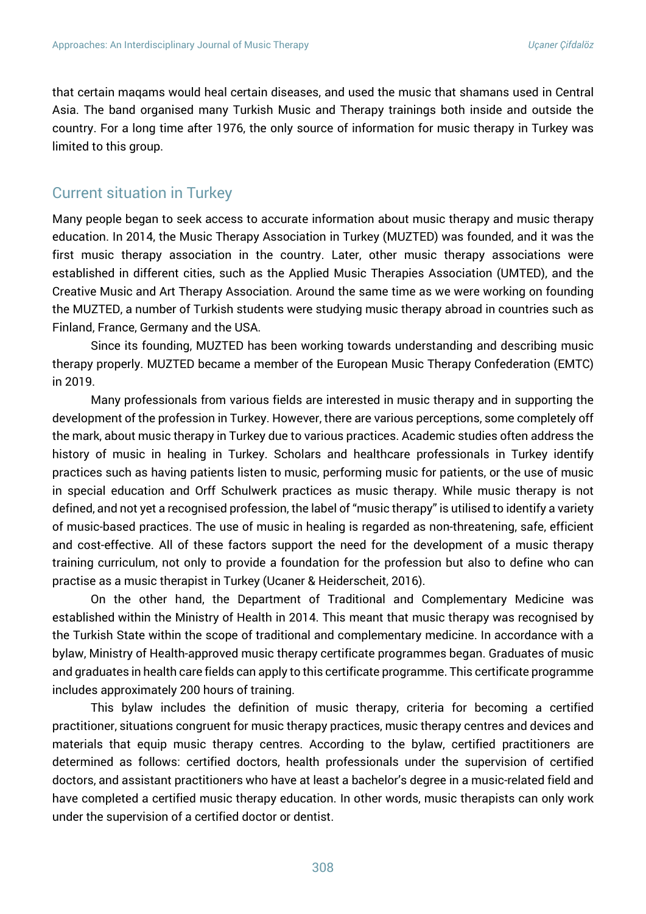that certain maqams would heal certain diseases, and used the music that shamans used in Central Asia. The band organised many Turkish Music and Therapy trainings both inside and outside the country. For a long time after 1976, the only source of information for music therapy in Turkey was limited to this group.

## Current situation in Turkey

Many people began to seek access to accurate information about music therapy and music therapy education. In 2014, the Music Therapy Association in Turkey (MUZTED) was founded, and it was the first music therapy association in the country. Later, other music therapy associations were established in different cities, such as the Applied Music Therapies Association (UMTED), and the Creative Music and Art Therapy Association. Around the same time as we were working on founding the MUZTED, a number of Turkish students were studying music therapy abroad in countries such as Finland, France, Germany and the USA.

Since its founding, MUZTED has been working towards understanding and describing music therapy properly. MUZTED became a member of the European Music Therapy Confederation (EMTC) in 2019.

Many professionals from various fields are interested in music therapy and in supporting the development of the profession in Turkey. However, there are various perceptions, some completely off the mark, about music therapy in Turkey due to various practices. Academic studies often address the history of music in healing in Turkey. Scholars and healthcare professionals in Turkey identify practices such as having patients listen to music, performing music for patients, or the use of music in special education and Orff Schulwerk practices as music therapy. While music therapy is not defined, and not yet a recognised profession, the label of "music therapy" is utilised to identify a variety of music-based practices. The use of music in healing is regarded as non-threatening, safe, efficient and cost-effective. All of these factors support the need for the development of a music therapy training curriculum, not only to provide a foundation for the profession but also to define who can practise as a music therapist in Turkey (Ucaner & Heiderscheit, 2016).

On the other hand, the Department of Traditional and Complementary Medicine was established within the Ministry of Health in 2014. This meant that music therapy was recognised by the Turkish State within the scope of traditional and complementary medicine. In accordance with a bylaw, Ministry of Health-approved music therapy certificate programmes began. Graduates of music and graduates in health care fields can apply to this certificate programme. This certificate programme includes approximately 200 hours of training.

This bylaw includes the definition of music therapy, criteria for becoming a certified practitioner, situations congruent for music therapy practices, music therapy centres and devices and materials that equip music therapy centres. According to the bylaw, certified practitioners are determined as follows: certified doctors, health professionals under the supervision of certified doctors, and assistant practitioners who have at least a bachelor's degree in a music-related field and have completed a certified music therapy education. In other words, music therapists can only work under the supervision of a certified doctor or dentist.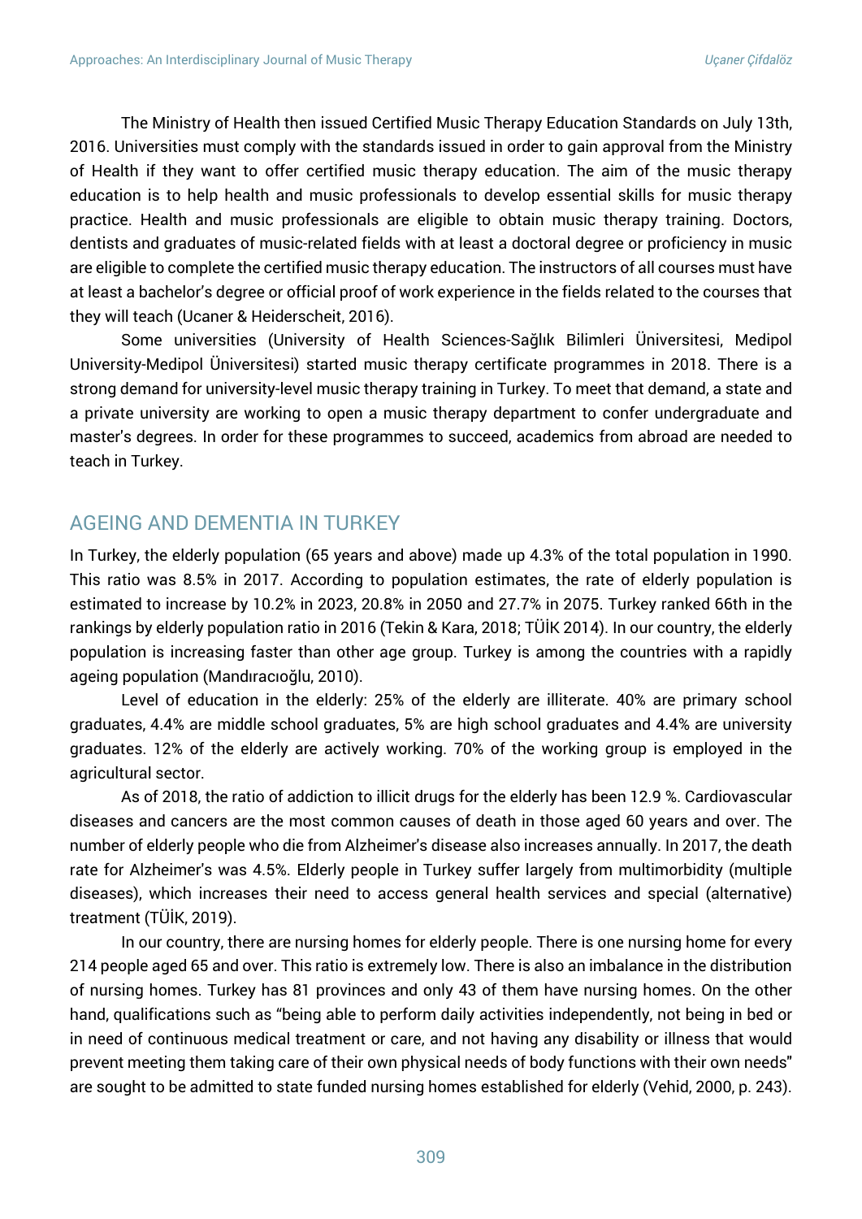The Ministry of Health then issued Certified Music Therapy Education Standards on July 13th, 2016. Universities must comply with the standards issued in order to gain approval from the Ministry of Health if they want to offer certified music therapy education. The aim of the music therapy education is to help health and music professionals to develop essential skills for music therapy practice. Health and music professionals are eligible to obtain music therapy training. Doctors, dentists and graduates of music-related fields with at least a doctoral degree or proficiency in music are eligible to complete the certified music therapy education. The instructors of all courses must have at least a bachelor's degree or official proof of work experience in the fields related to the courses that they will teach (Ucaner & Heiderscheit, 2016).

Some universities (University of Health Sciences-Sağlık Bilimleri Üniversitesi, Medipol University-Medipol Üniversitesi) started music therapy certificate programmes in 2018. There is a strong demand for university-level music therapy training in Turkey. To meet that demand, a state and a private university are working to open a music therapy department to confer undergraduate and master's degrees. In order for these programmes to succeed, academics from abroad are needed to teach in Turkey.

## AGEING AND DEMENTIA IN TURKEY

In Turkey, the elderly population (65 years and above) made up 4.3% of the total population in 1990. This ratio was 8.5% in 2017. According to population estimates, the rate of elderly population is estimated to increase by 10.2% in 2023, 20.8% in 2050 and 27.7% in 2075. Turkey ranked 66th in the rankings by elderly population ratio in 2016 (Tekin & Kara, 2018; TÜİK 2014). In our country, the elderly population is increasing faster than other age group. Turkey is among the countries with a rapidly ageing population (Mandıracıoğlu, 2010).

Level of education in the elderly: 25% of the elderly are illiterate. 40% are primary school graduates, 4.4% are middle school graduates, 5% are high school graduates and 4.4% are university graduates. 12% of the elderly are actively working. 70% of the working group is employed in the agricultural sector.

As of 2018, the ratio of addiction to illicit drugs for the elderly has been 12.9 %. Cardiovascular diseases and cancers are the most common causes of death in those aged 60 years and over. The number of elderly people who die from Alzheimer's disease also increases annually. In 2017, the death rate for Alzheimer's was 4.5%. Elderly people in Turkey suffer largely from multimorbidity (multiple diseases), which increases their need to access general health services and special (alternative) treatment (TÜİK, 2019).

In our country, there are nursing homes for elderly people. There is one nursing home for every 214 people aged 65 and over. This ratio is extremely low. There is also an imbalance in the distribution of nursing homes. Turkey has 81 provinces and only 43 of them have nursing homes. On the other hand, qualifications such as "being able to perform daily activities independently, not being in bed or in need of continuous medical treatment or care, and not having any disability or illness that would prevent meeting them taking care of their own physical needs of body functions with their own needs" are sought to be admitted to state funded nursing homes established for elderly (Vehid, 2000, p. 243).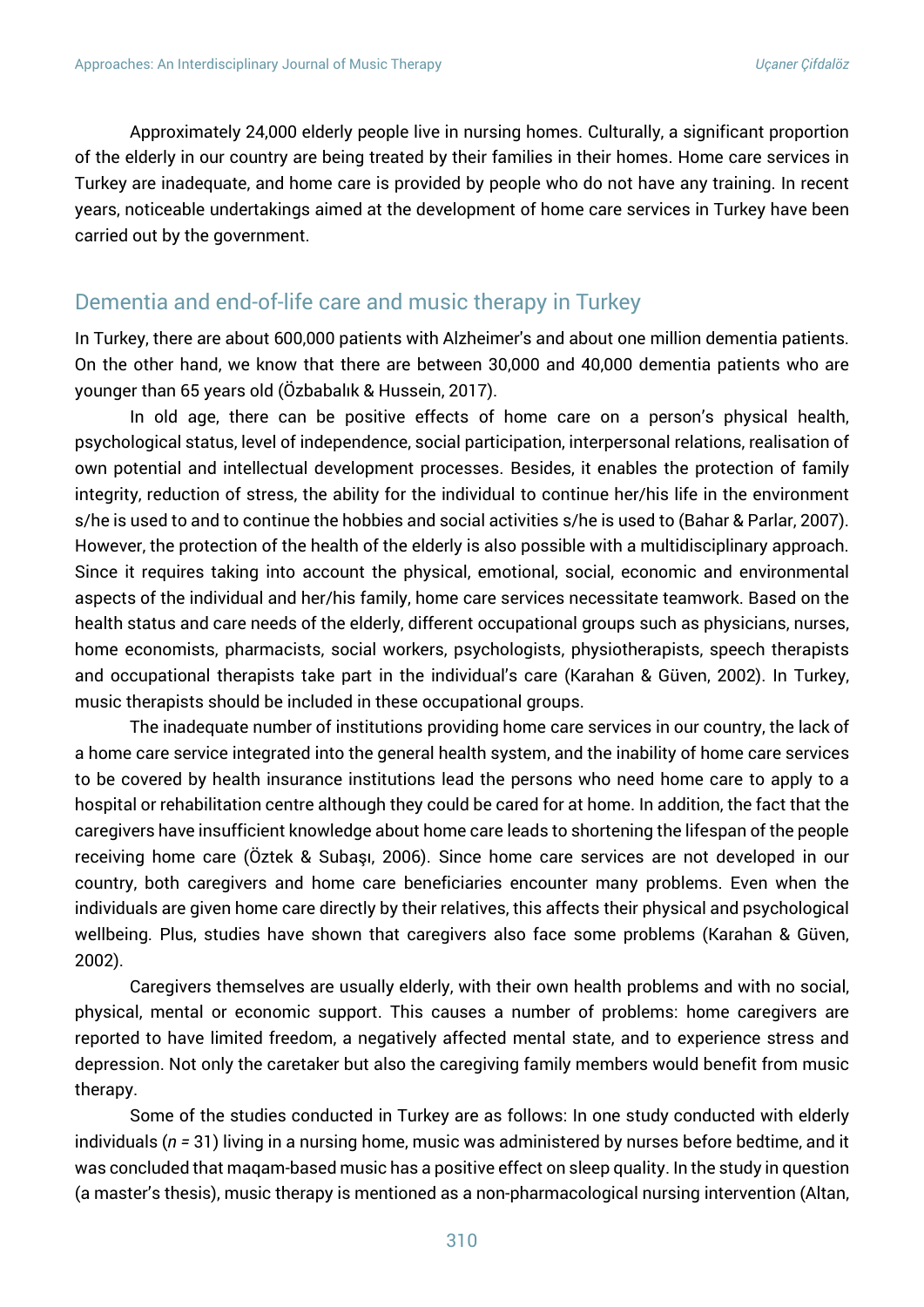Approximately 24,000 elderly people live in nursing homes. Culturally, a significant proportion of the elderly in our country are being treated by their families in their homes. Home care services in Turkey are inadequate, and home care is provided by people who do not have any training. In recent years, noticeable undertakings aimed at the development of home care services in Turkey have been carried out by the government.

## Dementia and end-of-life care and music therapy in Turkey

In Turkey, there are about 600,000 patients with Alzheimer's and about one million dementia patients. On the other hand, we know that there are between 30,000 and 40,000 dementia patients who are younger than 65 years old (Özbabalık & Hussein, 2017).

In old age, there can be positive effects of home care on a person's physical health, psychological status, level of independence, social participation, interpersonal relations, realisation of own potential and intellectual development processes. Besides, it enables the protection of family integrity, reduction of stress, the ability for the individual to continue her/his life in the environment s/he is used to and to continue the hobbies and social activities s/he is used to (Bahar & Parlar, 2007). However, the protection of the health of the elderly is also possible with a multidisciplinary approach. Since it requires taking into account the physical, emotional, social, economic and environmental aspects of the individual and her/his family, home care services necessitate teamwork. Based on the health status and care needs of the elderly, different occupational groups such as physicians, nurses, home economists, pharmacists, social workers, psychologists, physiotherapists, speech therapists and occupational therapists take part in the individual's care (Karahan & Güven, 2002). In Turkey, music therapists should be included in these occupational groups.

The inadequate number of institutions providing home care services in our country, the lack of a home care service integrated into the general health system, and the inability of home care services to be covered by health insurance institutions lead the persons who need home care to apply to a hospital or rehabilitation centre although they could be cared for at home. In addition, the fact that the caregivers have insufficient knowledge about home care leads to shortening the lifespan of the people receiving home care (Öztek & Subaşı, 2006). Since home care services are not developed in our country, both caregivers and home care beneficiaries encounter many problems. Even when the individuals are given home care directly by their relatives, this affects their physical and psychological wellbeing. Plus, studies have shown that caregivers also face some problems (Karahan & Güven, 2002).

Caregivers themselves are usually elderly, with their own health problems and with no social, physical, mental or economic support. This causes a number of problems: home caregivers are reported to have limited freedom, a negatively affected mental state, and to experience stress and depression. Not only the caretaker but also the caregiving family members would benefit from music therapy.

Some of the studies conducted in Turkey are as follows: In one study conducted with elderly individuals (*n* = 31) living in a nursing home, music was administered by nurses before bedtime, and it was concluded that maqam-based music has a positive effect on sleep quality. In the study in question (a master's thesis), music therapy is mentioned as a non-pharmacological nursing intervention (Altan,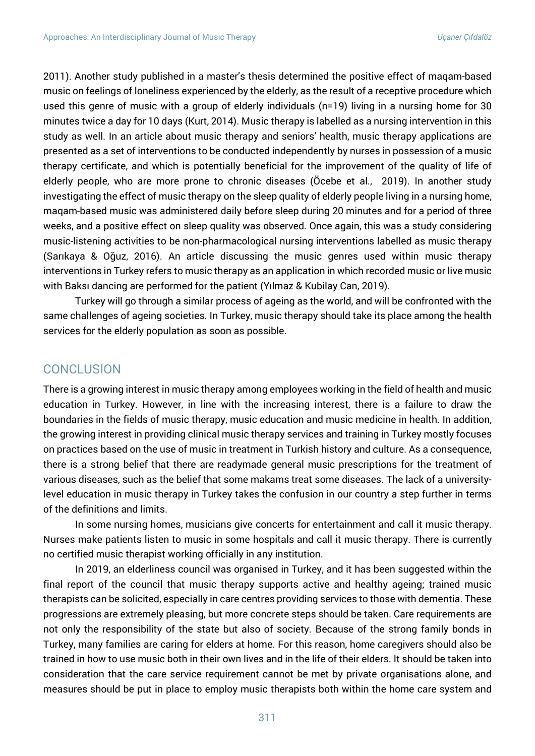2011). Another study published in a master's thesis determined the positive effect of maqam-based music on feelings of loneliness experienced by the elderly, as the result of a receptive procedure which used this genre of music with a group of elderly individuals (n=19) living in a nursing home for 30 minutes twice a day for 10 days (Kurt, 2014). Music therapy is labelled as a nursing intervention in this study as well. In an article about music therapy and seniors' health, music therapy applications are presented as a set of interventions to be conducted independently by nurses in possession of a music therapy certificate, and which is potentially beneficial for the improvement of the quality of life of elderly people, who are more prone to chronic diseases (Öcebe et al., 2019). In another study investigating the effect of music therapy on the sleep quality of elderly people living in a nursing home, maqam-based music was administered daily before sleep during 20 minutes and for a period of three weeks, and a positive effect on sleep quality was observed. Once again, this was a study considering music-listening activities to be non-pharmacological nursing interventions labelled as music therapy (Sarıkaya & Oğuz, 2016). An article discussing the music genres used within music therapy interventions in Turkey refers to music therapy as an application in which recorded music or live music with Baksı dancing are performed for the patient (Yılmaz & Kubilay Can, 2019).

Turkey will go through a similar process of ageing as the world, and will be confronted with the same challenges of ageing societies. In Turkey, music therapy should take its place among the health services for the elderly population as soon as possible.

## CONCLUSION

There is a growing interest in music therapy among employees working in the field of health and music education in Turkey. However, in line with the increasing interest, there is a failure to draw the boundaries in the fields of music therapy, music education and music medicine in health. In addition, the growing interest in providing clinical music therapy services and training in Turkey mostly focuses on practices based on the use of music in treatment in Turkish history and culture. As a consequence, there is a strong belief that there are readymade general music prescriptions for the treatment of various diseases, such as the belief that some makams treat some diseases. The lack of a university-level education in music therapy in Turkey takes the confusion in our country a step further in terms of the definitions and limits.

In some nursing homes, musicians give concerts for entertainment and call it music therapy. Nurses make patients listen to music in some hospitals and call it music therapy. There is currently no certified music therapist working officially in any institution.

In 2019, an elderliness council was organised in Turkey, and it has been suggested within the final report of the council that music therapy supports active and healthy ageing; trained music therapists can be solicited, especially in care centres providing services to those with dementia. These progressions are extremely pleasing, but more concrete steps should be taken. Care requirements are not only the responsibility of the state but also of society. Because of the strong family bonds in Turkey, many families are caring for elders at home. For this reason, home caregivers should also be trained in how to use music both in their own lives and in the life of their elders. It should be taken into consideration that the care service requirement cannot be met by private organisations alone, and measures should be put in place to employ music therapists both within the home care system and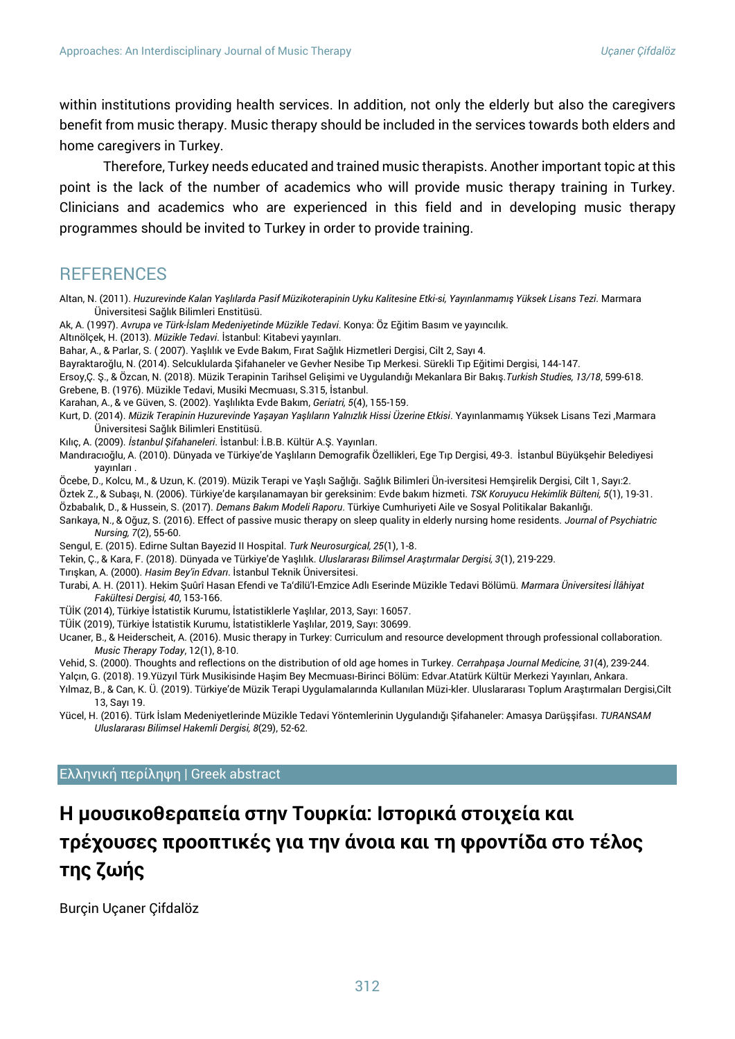within institutions providing health services. In addition, not only the elderly but also the caregivers benefit from music therapy. Music therapy should be included in the services towards both elders and home caregivers in Turkey.

Therefore, Turkey needs educated and trained music therapists. Another important topic at this point is the lack of the number of academics who will provide music therapy training in Turkey. Clinicians and academics who are experienced in this field and in developing music therapy programmes should be invited to Turkey in order to provide training.

## REFERENCES

Altan, N. (2011). *Huzurevinde Kalan Yaşlılarda Pasif Müzikoterapinin Uyku Kalitesine Etki-si, Yayınlanmamış Yüksek Lisans Tezi*. Marmara Üniversitesi Sağlık Bilimleri Enstitüsü.

Ak, A. (1997). *Avrupa ve Türk-İslam Medeniyetinde Müzikle Tedavi*. Konya: Öz Eğitim Basım ve yayıncılık.

Altınölçek, H. (2013). *Müzikle Tedavi*. İstanbul: Kitabevi yayınları.

Bahar, A., & Parlar, S. ( 2007). Yaşlılık ve Evde Bakım, Fırat Sağlık Hizmetleri Dergisi, Cilt 2, Sayı 4.

Bayraktaroğlu, N. (2014). Selcuklularda Şifahaneler ve Gevher Nesibe Tıp Merkesi. Sürekli Tıp Eğitimi Dergisi, 144-147.

Ersoy,Ç. Ş., & Özcan, N. (2018). Müzik Terapinin Tarihsel Gelişimi ve Uygulandığı Mekanlara Bir Bakış.*Turkish Studies, 13/18*, 599-618.

Grebene, B. (1976). Müzikle Tedavi, Musiki Mecmuası, S.315, İstanbul.

Karahan, A., & ve Güven, S. (2002). Yaşlılıkta Evde Bakım, *Geriatri, 5*(4), 155-159.

Kurt, D. (2014). *Müzik Terapinin Huzurevinde Yaşayan Yaşlıların Yalnızlık Hissi Üzerine Etkisi*. Yayınlanmamış Yüksek Lisans Tezi ,Marmara Üniversitesi Sağlık Bilimleri Enstitüsü.

Kılıç, A. (2009). *İstanbul Şifahaneleri*. İstanbul: İ.B.B. Kültür A.Ş. Yayınları.

Mandıracıoğlu, A. (2010). Dünyada ve Türkiye'de Yaşlıların Demografik Özellikleri, Ege Tıp Dergisi, 49-3. İstanbul Büyükşehir Belediyesi yayınları .

Öcebe, D., Kolcu, M., & Uzun, K. (2019). Müzik Terapi ve Yaşlı Sağlığı. Sağlık Bilimleri Ün-iversitesi Hemşirelik Dergisi, Cilt 1, Sayı:2.

Öztek Z., & Subaşı, N. (2006). Türkiye'de karşılanamayan bir gereksinim: Evde bakım hizmeti. *TSK Koruyucu Hekimlik Bülteni, 5*(1), 19-31.

Özbabalık, D., & Hussein, S. (2017). *Demans Bakım Modeli Raporu*. Türkiye Cumhuriyeti Aile ve Sosyal Politikalar Bakanlığı.

Sarıkaya, N., & Oğuz, S. (2016). Effect of passive music therapy on sleep quality in elderly nursing home residents. *Journal of Psychiatric Nursing, 7*(2), 55-60.

Sengul, E. (2015). Edirne Sultan Bayezid II Hospital. *Turk Neurosurgical, 25*(1), 1-8.

Tekin, Ç., & Kara, F. (2018). Dünyada ve Türkiye'de Yaşlılık. *Uluslararası Bilimsel Araştırmalar Dergisi, 3*(1), 219-229.

Tırışkan, A. (2000). *Hasim Bey'in Edvarı*. İstanbul Teknik Üniversitesi.

Turabi, A. H. (2011). Hekim Şuûrî Hasan Efendi ve Ta'dîlü'l-Emzice Adlı Eserinde Müzikle Tedavi Bölümü. *Marmara Üniversitesi İlâhiyat Fakültesi Dergisi, 40*, 153-166.

TÜİK (2014), Türkiye İstatistik Kurumu, İstatistiklerle Yaşlılar, 2013, Sayı: 16057.

TÜİK (2019), Türkiye İstatistik Kurumu, İstatistiklerle Yaşlılar, 2019, Sayı: 30699.

Ucaner, B., & Heiderscheit, A. (2016). Music therapy in Turkey: Curriculum and resource development through professional collaboration. *Music Therapy Today*, 12(1), 8-10.

Vehid, S. (2000). Thoughts and reflections on the distribution of old age homes in Turkey. *Cerrahpaşa Journal Medicine, 31*(4), 239-244.

Yalçın, G. (2018). 19.Yüzyıl Türk Musikisinde Haşim Bey Mecmuası-Birinci Bölüm: Edvar.Atatürk Kültür Merkezi Yayınları, Ankara.

Yılmaz, B., & Can, K. Ü. (2019). Türkiye'de Müzik Terapi Uygulamalarında Kullanılan Müzi-kler. Uluslararası Toplum Araştırmaları Dergisi,Cilt 13, Sayı 19.

Yücel, H. (2016). Türk İslam Medeniyetlerinde Müzikle Tedavi Yöntemlerinin Uygulandığı Şifahaneler: Amasya Darüşşifası. *TURANSAM Uluslararası Bilimsel Hakemli Dergisi, 8*(29), 52-62.

## Ελληνική περίληψη | Greek abstract

# Η μουσικοθεραπεία στην Τουρκία: Ιστορικά στοιχεία και τρέχουσες προοπτικές για την άνοια και τη φροντίδα στο τέλος της ζωής

Burçin Uçaner Çifdalöz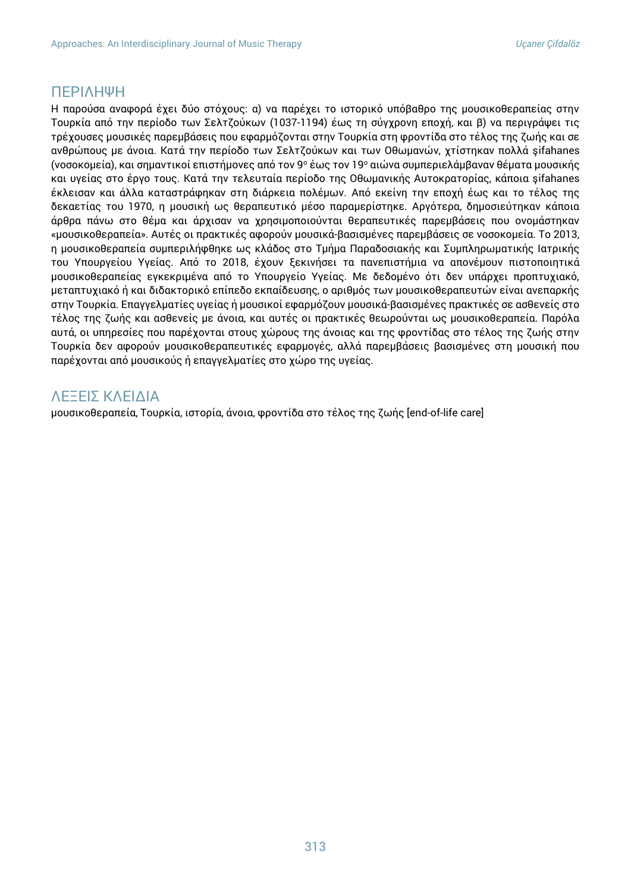## ΠΕΡΙΛΗΨΗ

Η παρούσα αναφορά έχει δύο στόχους: α) να παρέχει το ιστορικό υπόβαθρο της μουσικοθεραπείας στην Τουρκία από την περίοδο των Σελτζούκων (1037-1194) έως τη σύγχρονη εποχή, και β) να περιγράψει τις τρέχουσες μουσικές παρεμβάσεις που εφαρμόζονται στην Τουρκία στη φροντίδα στο τέλος της ζωής και σε ανθρώπους με άνοια. Κατά την περίοδο των Σελτζούκων και των Οθωμανών, χτίστηκαν πολλά şifahanes (νοσοκομεία), και σημαντικοί επιστήμονες από τον 9ο έως τον 19ο αιώνα συμπεριελάμβαναν θέματα μουσικής και υγείας στο έργο τους. Κατά την τελευταία περίοδο της Οθωμανικής Αυτοκρατορίας, κάποια şifahanes έκλεισαν και άλλα καταστράφηκαν στη διάρκεια πολέμων. Από εκείνη την εποχή έως και το τέλος της δεκαετίας του 1970, η μουσική ως θεραπευτικό μέσο παραμερίστηκε. Αργότερα, δημοσιεύτηκαν κάποια άρθρα πάνω στο θέμα και άρχισαν να χρησιμοποιούνται θεραπευτικές παρεμβάσεις που ονομάστηκαν «μουσικοθεραπεία». Αυτές οι πρακτικές αφορούν μουσικά-βασισμένες παρεμβάσεις σε νοσοκομεία. Το 2013, η μουσικοθεραπεία συμπεριλήφθηκε ως κλάδος στο Τμήμα Παραδοσιακής και Συμπληρωματικής Ιατρικής του Υπουργείου Υγείας. Από το 2018, έχουν ξεκινήσει τα πανεπιστήμια να απονέμουν πιστοποιητικά μουσικοθεραπείας εγκεκριμένα από το Υπουργείο Υγείας. Με δεδομένο ότι δεν υπάρχει προπτυχιακό, μεταπτυχιακό ή και διδακτορικό επίπεδο εκπαίδευσης, ο αριθμός των μουσικοθεραπευτών είναι ανεπαρκής στην Τουρκία. Επαγγελματίες υγείας ή μουσικοί εφαρμόζουν μουσικά-βασισμένες πρακτικές σε ασθενείς στο τέλος της ζωής και ασθενείς με άνοια, και αυτές οι πρακτικές θεωρούνται ως μουσικοθεραπεία. Παρόλα αυτά, οι υπηρεσίες που παρέχονται στους χώρους της άνοιας και της φροντίδας στο τέλος της ζωής στην Τουρκία δεν αφορούν μουσικοθεραπευτικές εφαρμογές, αλλά παρεμβάσεις βασισμένες στη μουσική που παρέχονται από μουσικούς ή επαγγελματίες στο χώρο της υγείας.

## ΛΕΞΕΙΣ ΚΛΕΙΔΙΑ

μουσικοθεραπεία, Τουρκία, ιστορία, άνοια, φροντίδα στο τέλος της ζωής [end-of-life care]